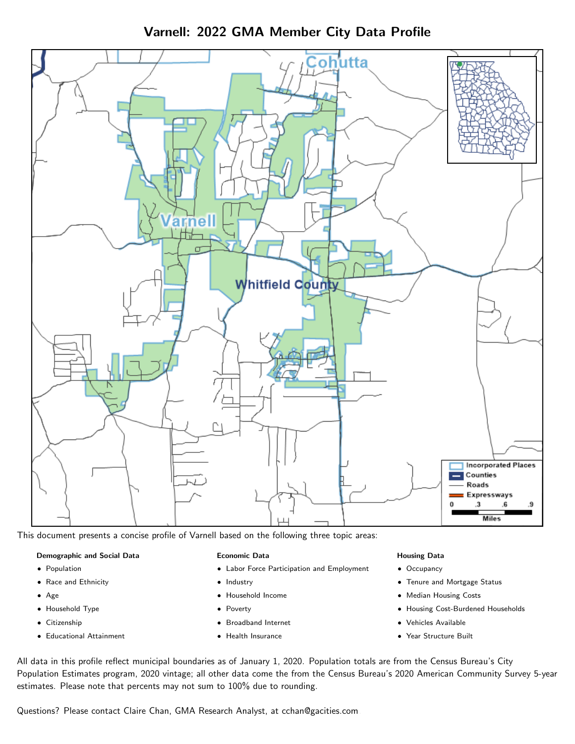# Varnell: 2022 GMA Member City Data Profile

This document presents a concise profile of Varnell based on the following three topic areas:

**Demographic and Social Data**

- Population
- Race and Ethnicity
- Age
- Household Type
- Citizenship
- Educational Attainment

**Economic Data**

- Labor Force Participation and Employment
- Industry
- Household Income
- Poverty
- Broadband Internet
- Health Insurance

**Housing Data**

- Occupancy
- Tenure and Mortgage Status
- Median Housing Costs
- Housing Cost-Burdened Households
- Vehicles Available
- Year Structure Built

All data in this profile reflect municipal boundaries as of January 1, 2020. Population totals are from the Census Bureau's City Population Estimates program, 2020 vintage; all other data come the from the Census Bureau's 2020 American Community Survey 5-year estimates. Please note that percents may not sum to 100% due to rounding.

Questions? Please contact Claire Chan, GMA Research Analyst, at cchan@gacities.com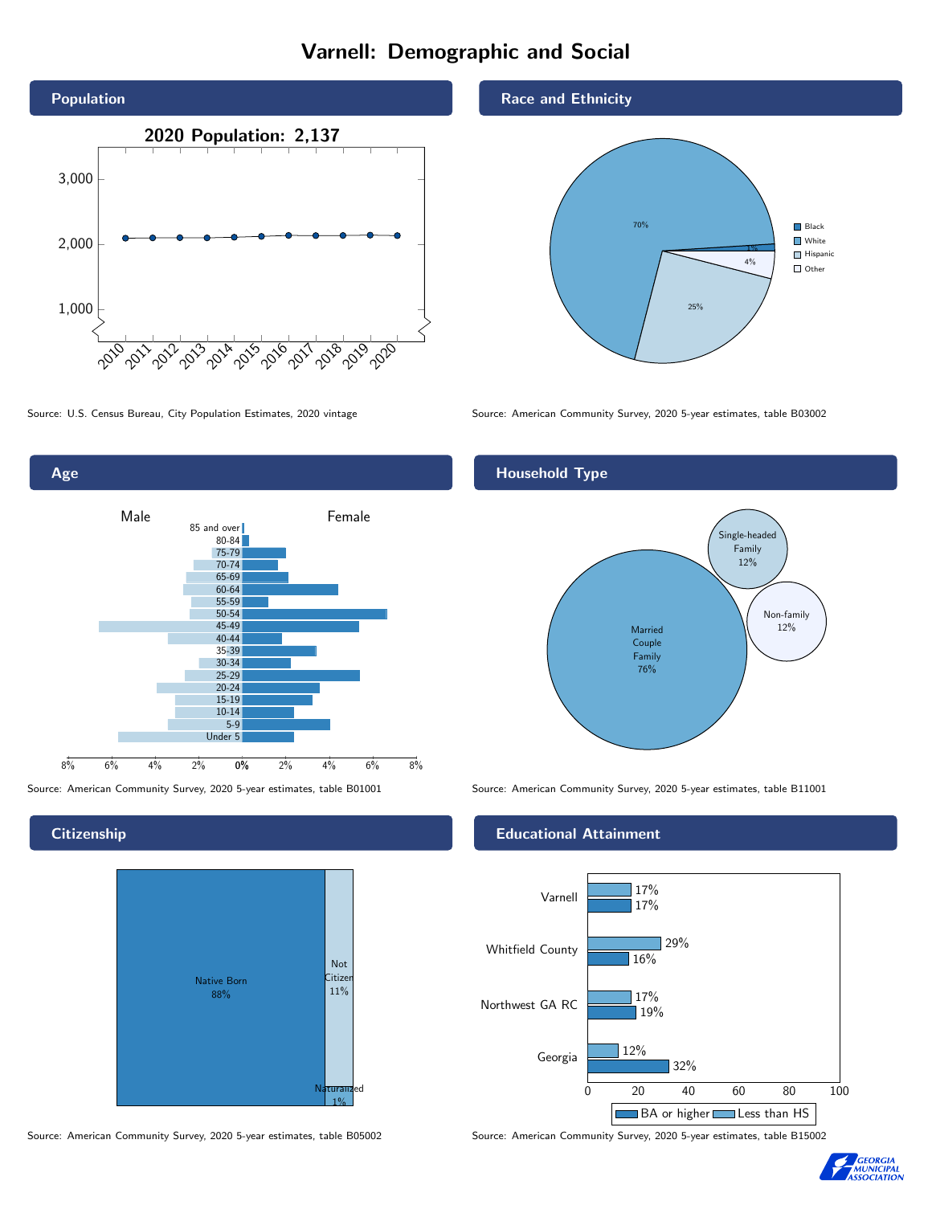# Varnell: Demographic and Social

## Population

2020 Population: 2,137

Source: U.S. Census Bureau, City Population Estimates, 2020 vintage

## Race and Ethnicity

| Race/Ethnicity | Percent |
| --- | --- |
| Black | 1% |
| White | 70% |
| Hispanic | 25% |
| Other | 4% |

Source: American Community Survey, 2020 5-year estimates, table B03002

## Age

Male / Female

Age groups: 85 and over, 80-84, 75-79, 70-74, 65-69, 60-64, 55-59, 50-54, 45-49, 40-44, 35-39, 30-34, 25-29, 20-24, 15-19, 10-14, 5-9, Under 5

Source: American Community Survey, 2020 5-year estimates, table B01001

## Household Type

| Household Type | Percent |
| --- | --- |
| Married Couple Family | 76% |
| Single-headed Family | 12% |
| Non-family | 12% |

Source: American Community Survey, 2020 5-year estimates, table B11001

## Citizenship

| Citizenship | Percent |
| --- | --- |
| Native Born | 88% |
| Not Citizen | 11% |
| Naturalized | 1% |

Source: American Community Survey, 2020 5-year estimates, table B05002

## Educational Attainment

| | Less than HS | BA or higher |
| --- | --- | --- |
| Varnell | 17% | 17% |
| Whitfield County | 29% | 16% |
| Northwest GA RC | 17% | 19% |
| Georgia | 12% | 32% |

Source: American Community Survey, 2020 5-year estimates, table B15002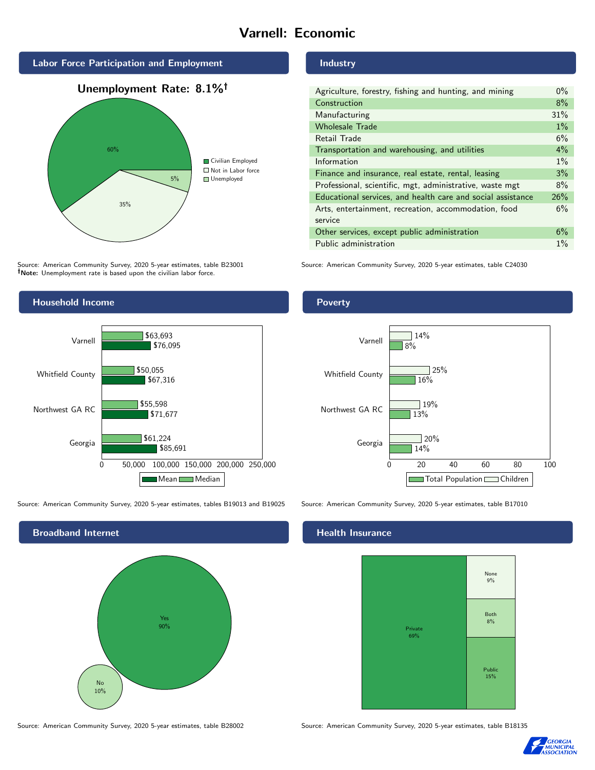# Varnell: Economic

## Labor Force Participation and Employment

**Unemployment Rate: 8.1%†**

| Category | Percent |
|---|---|
| Civilian Employed | 60% |
| Not in Labor force | 35% |
| Unemployed | 5% |

Source: American Community Survey, 2020 5-year estimates, table B23001
**†Note:** Unemployment rate is based upon the civilian labor force.

## Industry

| Industry | Percent |
|---|---|
| Agriculture, forestry, fishing and hunting, and mining | 0% |
| Construction | 8% |
| Manufacturing | 31% |
| Wholesale Trade | 1% |
| Retail Trade | 6% |
| Transportation and warehousing, and utilities | 4% |
| Information | 1% |
| Finance and insurance, real estate, rental, leasing | 3% |
| Professional, scientific, mgt, administrative, waste mgt | 8% |
| Educational services, and health care and social assistance | 26% |
| Arts, entertainment, recreation, accommodation, food service | 6% |
| Other services, except public administration | 6% |
| Public administration | 1% |

Source: American Community Survey, 2020 5-year estimates, table C24030

## Household Income

| | Median | Mean |
|---|---|---|
| Varnell | $63,693 | $76,095 |
| Whitfield County | $50,055 | $67,316 |
| Northwest GA RC | $55,598 | $71,677 |
| Georgia | $61,224 | $85,691 |

Source: American Community Survey, 2020 5-year estimates, tables B19013 and B19025

## Poverty

| | Children | Total Population |
|---|---|---|
| Varnell | 14% | 8% |
| Whitfield County | 25% | 16% |
| Northwest GA RC | 19% | 13% |
| Georgia | 20% | 14% |

Source: American Community Survey, 2020 5-year estimates, table B17010

## Broadband Internet

| | Percent |
|---|---|
| Yes | 90% |
| No | 10% |

Source: American Community Survey, 2020 5-year estimates, table B28002

## Health Insurance

| Type | Percent |
|---|---|
| Private | 69% |
| Public | 15% |
| Both | 8% |
| None | 9% |

Source: American Community Survey, 2020 5-year estimates, table B18135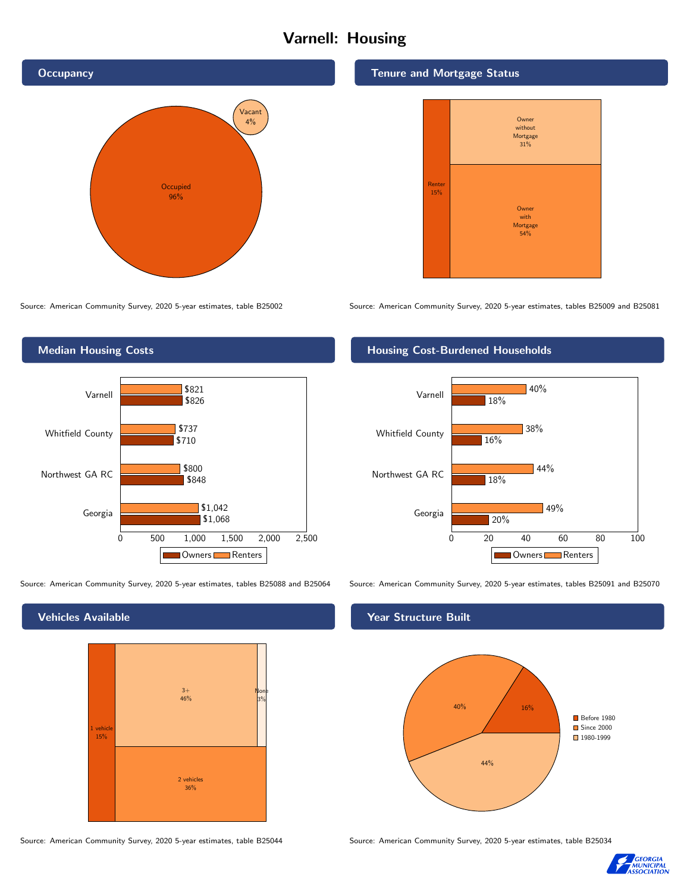# Varnell: Housing

## Occupancy

Vacant
4%

Occupied
96%

Source: American Community Survey, 2020 5-year estimates, table B25002

## Tenure and Mortgage Status

Renter
15%

Owner
without
Mortgage
31%

Owner
with
Mortgage
54%

Source: American Community Survey, 2020 5-year estimates, tables B25009 and B25081

## Median Housing Costs

Varnell
$821
$826

Whitfield County
$737
$710

Northwest GA RC
$800
$848

Georgia
$1,042
$1,068

0 500 1,000 1,500 2,000 2,500

Owners Renters

Source: American Community Survey, 2020 5-year estimates, tables B25088 and B25064

## Housing Cost-Burdened Households

Varnell
40%
18%

Whitfield County
38%
16%

Northwest GA RC
44%
18%

Georgia
49%
20%

0 20 40 60 80 100

Owners Renters

Source: American Community Survey, 2020 5-year estimates, tables B25091 and B25070

## Vehicles Available

1 vehicle
15%

3+
46%

None
3%

2 vehicles
36%

Source: American Community Survey, 2020 5-year estimates, table B25044

## Year Structure Built

16%
40%
44%

Before 1980
Since 2000
1980-1999

Source: American Community Survey, 2020 5-year estimates, table B25034